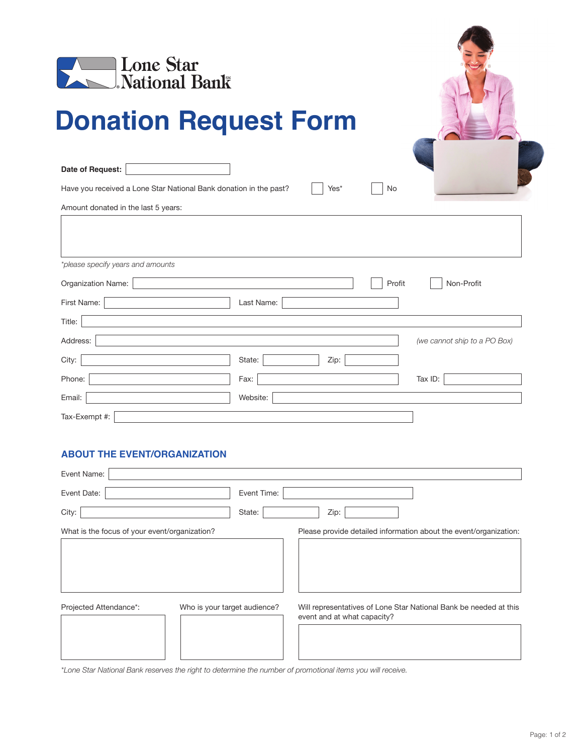Lone Star National Bank

# Donation Request Form

**Date of Request:** ____________

Have you received a Lone Star National Bank donation in the past? ☐ Yes* ☐ No

Amount donated in the last 5 years:

*please specify years and amounts*

Organization Name: ____________ ☐ Profit ☐ Non-Profit

First Name: ____________ Last Name: ____________

Title: ____________

Address: ____________ *(we cannot ship to a PO Box)*

City: ____________ State: ____________ Zip: ____________

Phone: ____________ Fax: ____________ Tax ID: ____________

Email: ____________ Website: ____________

Tax-Exempt #: ____________

## ABOUT THE EVENT/ORGANIZATION

Event Name: ____________

Event Date: ____________ Event Time: ____________

City: ____________ State: ____________ Zip: ____________

What is the focus of your event/organization?

Please provide detailed information about the event/organization:

Projected Attendance*:

Who is your target audience?

Will representatives of Lone Star National Bank be needed at this event and at what capacity?

*\*Lone Star National Bank reserves the right to determine the number of promotional items you will receive.*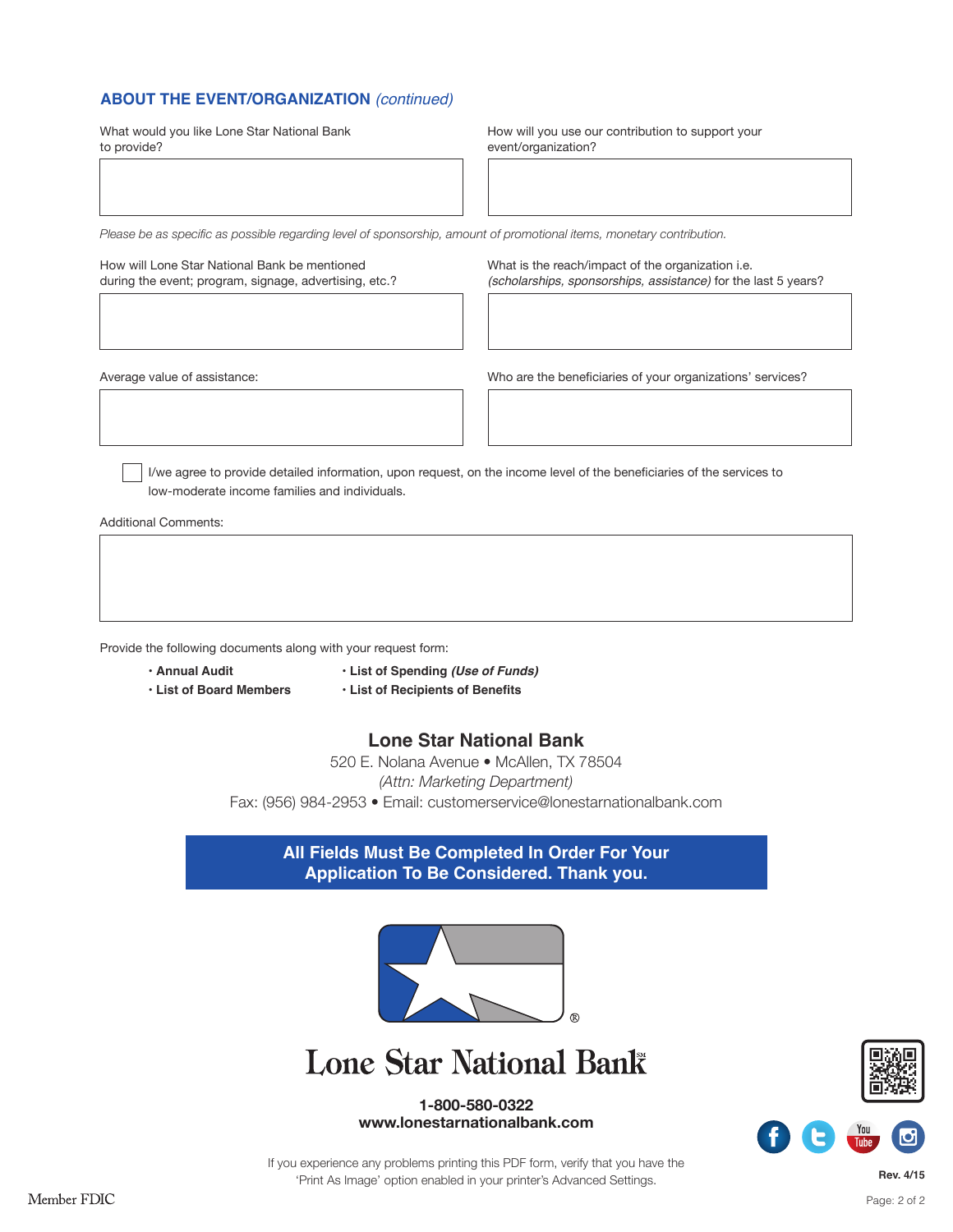## ABOUT THE EVENT/ORGANIZATION *(continued)*

What would you like Lone Star National Bank to provide?

How will you use our contribution to support your event/organization?

*Please be as specific as possible regarding level of sponsorship, amount of promotional items, monetary contribution.*

How will Lone Star National Bank be mentioned during the event; program, signage, advertising, etc.?

What is the reach/impact of the organization i.e. *(scholarships, sponsorships, assistance)* for the last 5 years?

Average value of assistance:

Who are the beneficiaries of your organizations' services?

☐ I/we agree to provide detailed information, upon request, on the income level of the beneficiaries of the services to low-moderate income families and individuals.

Additional Comments:

Provide the following documents along with your request form:

- **Annual Audit**
- **List of Board Members**
- **List of Spending *(Use of Funds)***
- **List of Recipients of Benefits**

**Lone Star National Bank**
520 E. Nolana Avenue • McAllen, TX 78504
*(Attn: Marketing Department)*
Fax: (956) 984-2953 • Email: customerservice@lonestarnationalbank.com

**All Fields Must Be Completed In Order For Your Application To Be Considered. Thank you.**

Lone Star National Bank℠

**1-800-580-0322**
**www.lonestarnationalbank.com**

If you experience any problems printing this PDF form, verify that you have the 'Print As Image' option enabled in your printer's Advanced Settings.

**Rev. 4/15**

Member FDIC